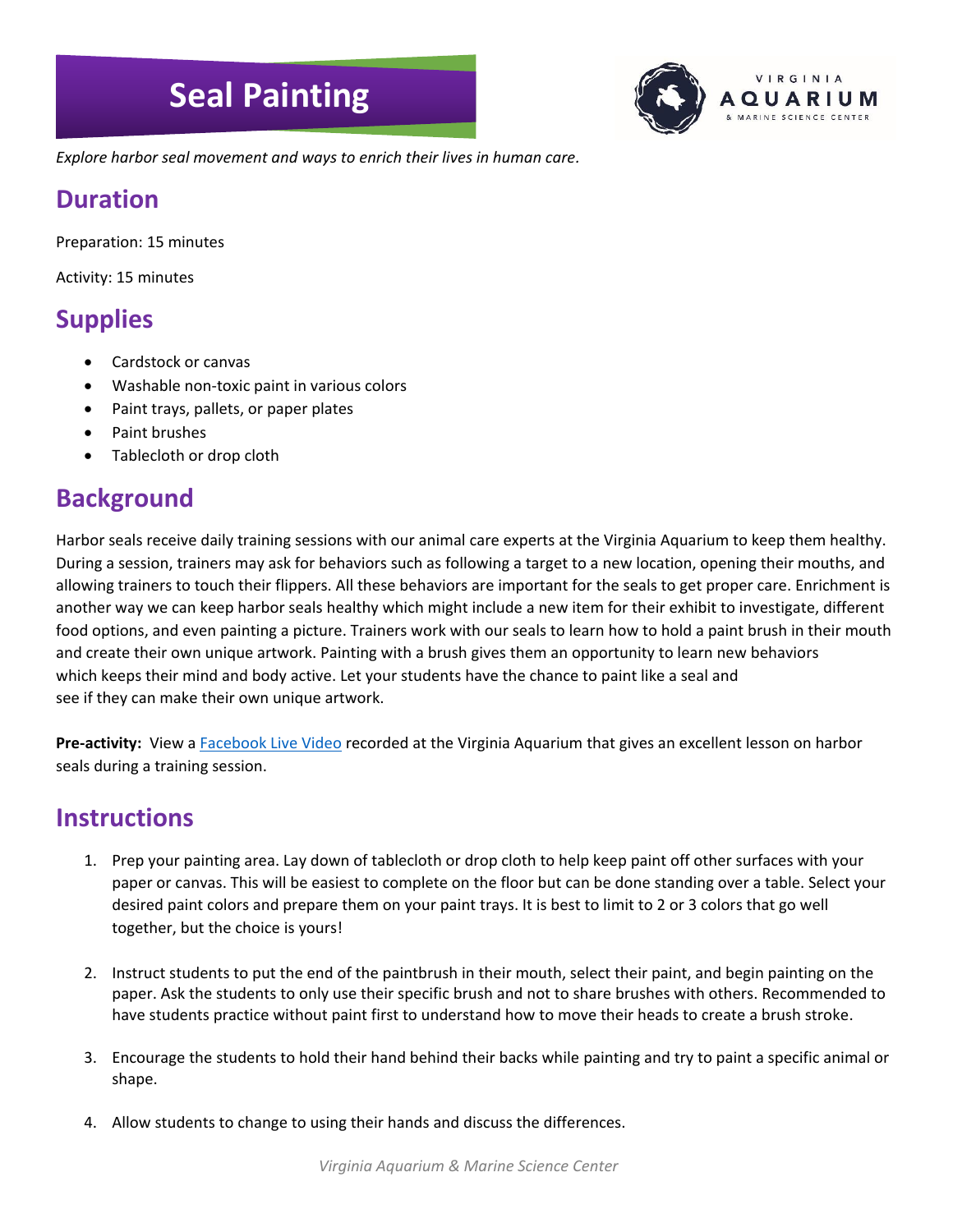# Seal Painting

*Explore harbor seal movement and ways to enrich their lives in human care.*

## Duration

Preparation: 15 minutes

Activity: 15 minutes

## Supplies

- Cardstock or canvas
- Washable non-toxic paint in various colors
- Paint trays, pallets, or paper plates
- Paint brushes
- Tablecloth or drop cloth

## Background

Harbor seals receive daily training sessions with our animal care experts at the Virginia Aquarium to keep them healthy. During a session, trainers may ask for behaviors such as following a target to a new location, opening their mouths, and allowing trainers to touch their flippers. All these behaviors are important for the seals to get proper care. Enrichment is another way we can keep harbor seals healthy which might include a new item for their exhibit to investigate, different food options, and even painting a picture. Trainers work with our seals to learn how to hold a paint brush in their mouth and create their own unique artwork. Painting with a brush gives them an opportunity to learn new behaviors which keeps their mind and body active. Let your students have the chance to paint like a seal and see if they can make their own unique artwork.

**Pre-activity:** View a Facebook Live Video recorded at the Virginia Aquarium that gives an excellent lesson on harbor seals during a training session.

## Instructions

1. Prep your painting area. Lay down of tablecloth or drop cloth to help keep paint off other surfaces with your paper or canvas. This will be easiest to complete on the floor but can be done standing over a table. Select your desired paint colors and prepare them on your paint trays. It is best to limit to 2 or 3 colors that go well together, but the choice is yours!

2. Instruct students to put the end of the paintbrush in their mouth, select their paint, and begin painting on the paper. Ask the students to only use their specific brush and not to share brushes with others. Recommended to have students practice without paint first to understand how to move their heads to create a brush stroke.

3. Encourage the students to hold their hand behind their backs while painting and try to paint a specific animal or shape.

4. Allow students to change to using their hands and discuss the differences.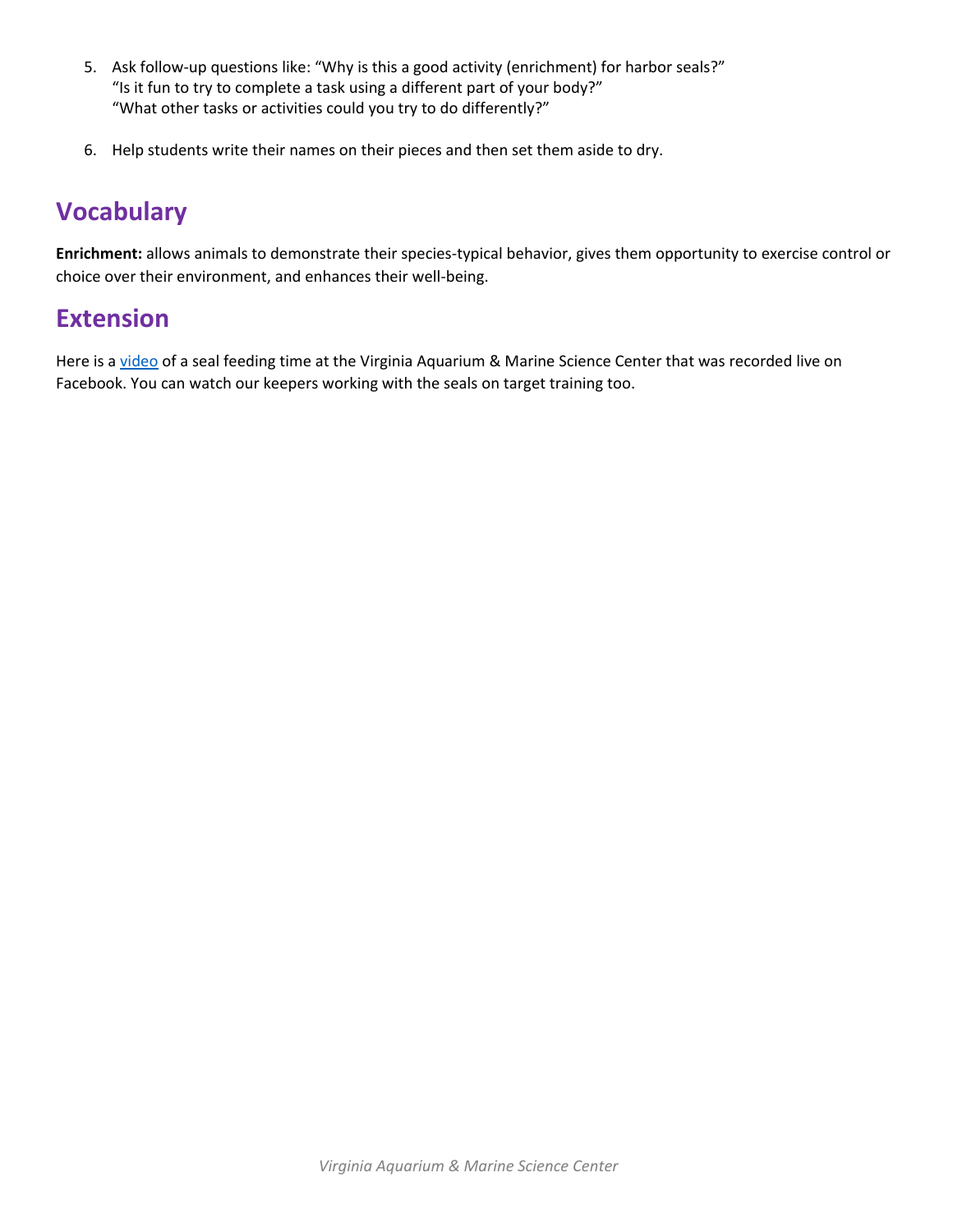5. Ask follow-up questions like: "Why is this a good activity (enrichment) for harbor seals?"
   "Is it fun to try to complete a task using a different part of your body?"
   "What other tasks or activities could you try to do differently?"

6. Help students write their names on their pieces and then set them aside to dry.

## Vocabulary

**Enrichment:** allows animals to demonstrate their species-typical behavior, gives them opportunity to exercise control or choice over their environment, and enhances their well-being.

## Extension

Here is a video of a seal feeding time at the Virginia Aquarium & Marine Science Center that was recorded live on Facebook. You can watch our keepers working with the seals on target training too.